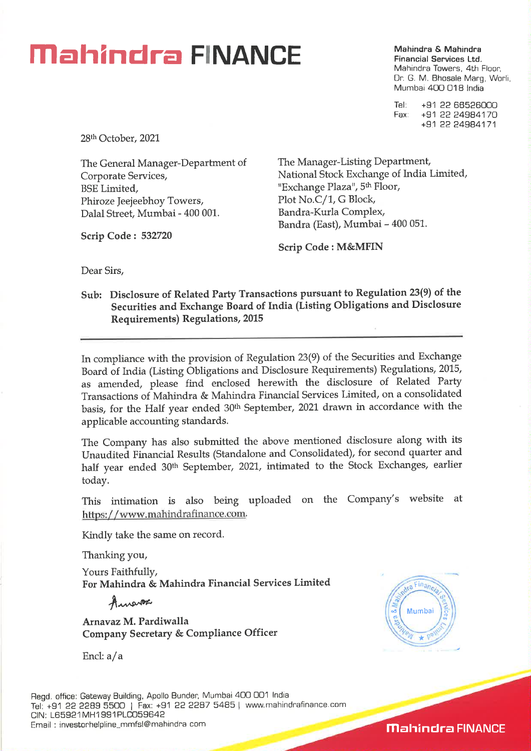# Mahindra FINANCE

**Mahindra & Mahindra Financial Services Ltd.**
Mahindra Towers, 4th Floor,
Dr. G. M. Bhosale Marg, Worli,
Mumbai 400 018 India

Tel: +91 22 66526000
Fax: +91 22 24984170
+91 22 24984171

28th October, 2021

The General Manager-Department of Corporate Services,
BSE Limited,
Phiroze Jeejeebhoy Towers,
Dalal Street, Mumbai - 400 001.

**Scrip Code : 532720**

The Manager-Listing Department,
National Stock Exchange of India Limited,
"Exchange Plaza", 5th Floor,
Plot No.C/1, G Block,
Bandra-Kurla Complex,
Bandra (East), Mumbai – 400 051.

**Scrip Code : M&MFIN**

Dear Sirs,

**Sub: Disclosure of Related Party Transactions pursuant to Regulation 23(9) of the Securities and Exchange Board of India (Listing Obligations and Disclosure Requirements) Regulations, 2015**

---

In compliance with the provision of Regulation 23(9) of the Securities and Exchange Board of India (Listing Obligations and Disclosure Requirements) Regulations, 2015, as amended, please find enclosed herewith the disclosure of Related Party Transactions of Mahindra & Mahindra Financial Services Limited, on a consolidated basis, for the Half year ended 30th September, 2021 drawn in accordance with the applicable accounting standards.

The Company has also submitted the above mentioned disclosure along with its Unaudited Financial Results (Standalone and Consolidated), for second quarter and half year ended 30th September, 2021, intimated to the Stock Exchanges, earlier today.

This intimation is also being uploaded on the Company's website at https://www.mahindrafinance.com.

Kindly take the same on record.

Thanking you,

Yours Faithfully,
**For Mahindra & Mahindra Financial Services Limited**

**Arnavaz M. Pardiwalla**
**Company Secretary & Compliance Officer**

Encl: a/a

Regd. office: Gateway Building, Apollo Bunder, Mumbai 400 001 India
Tel: +91 22 2289 5500 | Fax: +91 22 2287 5485 | www.mahindrafinance.com
CIN: L65921MH1991PLC059642
Email : investorhelpline_mmfsl@mahindra.com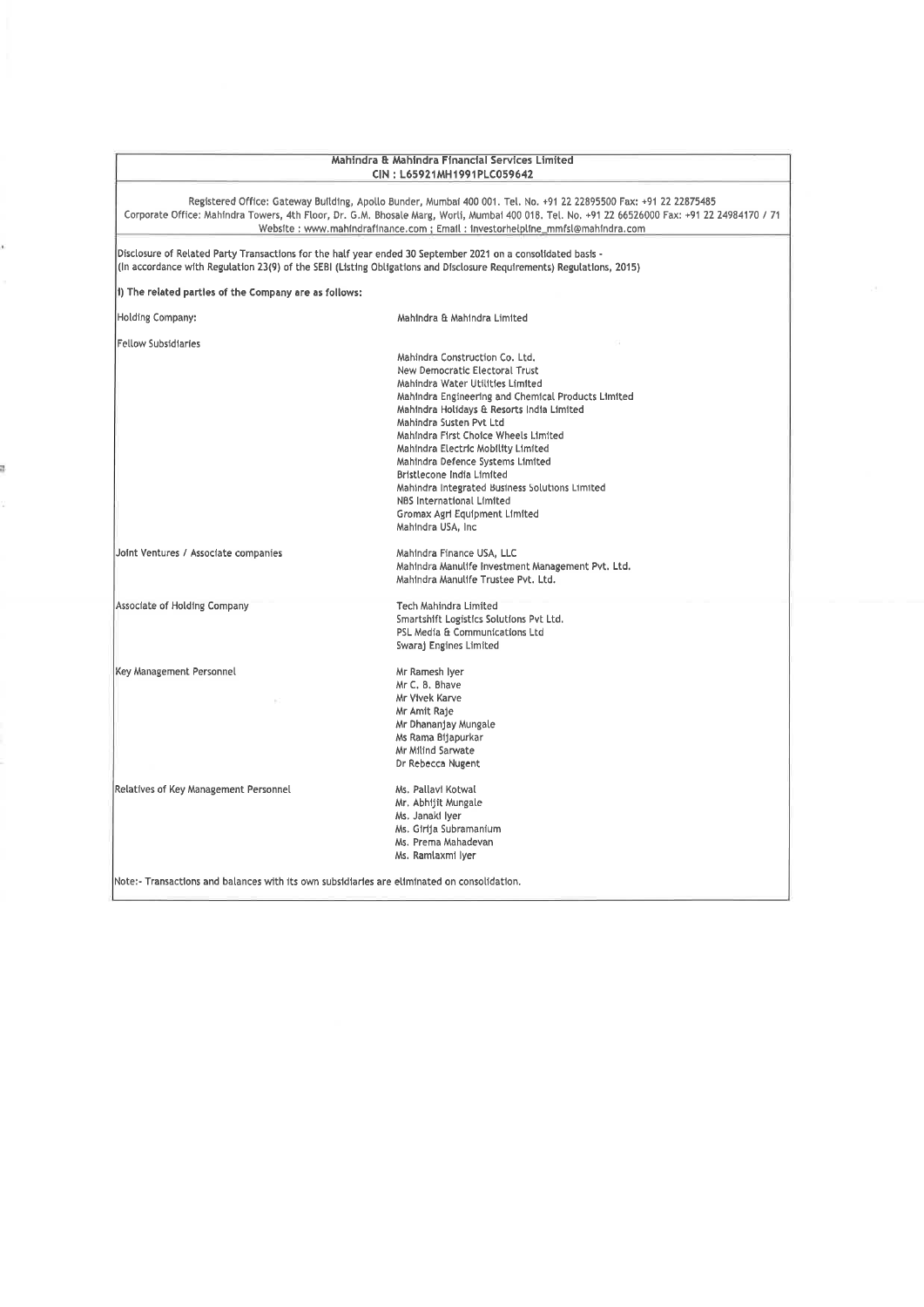**Mahindra & Mahindra Financial Services Limited**
**CIN : L65921MH1991PLC059642**

Registered Office: Gateway Building, Apollo Bunder, Mumbai 400 001. Tel. No. +91 22 22895500 Fax: +91 22 22875485
Corporate Office: Mahindra Towers, 4th Floor, Dr. G.M. Bhosale Marg, Worli, Mumbai 400 018. Tel. No. +91 22 66526000 Fax: +91 22 24984170 / 71
Website : www.mahindrafinance.com ; Email : investorhelpline_mmfsl@mahindra.com

Disclosure of Related Party Transactions for the half year ended 30 September 2021 on a consolidated basis -
(In accordance with Regulation 23(9) of the SEBI (Listing Obligations and Disclosure Requirements) Regulations, 2015)

**I) The related parties of the Company are as follows:**

| | |
|---|---|
| Holding Company: | Mahindra & Mahindra Limited |
| Fellow Subsidiaries | Mahindra Construction Co. Ltd.<br>New Democratic Electoral Trust<br>Mahindra Water Utilities Limited<br>Mahindra Engineering and Chemical Products Limited<br>Mahindra Holidays & Resorts India Limited<br>Mahindra Susten Pvt Ltd<br>Mahindra First Choice Wheels Limited<br>Mahindra Electric Mobility Limited<br>Mahindra Defence Systems Limited<br>Bristlecone India Limited<br>Mahindra Integrated Business Solutions Limited<br>NBS International Limited<br>Gromax Agri Equipment Limited<br>Mahindra USA, Inc |
| Joint Ventures / Associate companies | Mahindra Finance USA, LLC<br>Mahindra Manulife Investment Management Pvt. Ltd.<br>Mahindra Manulife Trustee Pvt. Ltd. |
| Associate of Holding Company | Tech Mahindra Limited<br>Smartshift Logistics Solutions Pvt Ltd.<br>PSL Media & Communications Ltd<br>Swaraj Engines Limited |
| Key Management Personnel | Mr Ramesh Iyer<br>Mr C. B. Bhave<br>Mr Vivek Karve<br>Mr Amit Raje<br>Mr Dhananjay Mungale<br>Ms Rama Bijapurkar<br>Mr Milind Sarwate<br>Dr Rebecca Nugent |
| Relatives of Key Management Personnel | Ms. Pallavi Kotwal<br>Mr. Abhijit Mungale<br>Ms. Janaki Iyer<br>Ms. Girija Subramanium<br>Ms. Prema Mahadevan<br>Ms. Ramlaxmi Iyer |

Note:- Transactions and balances with its own subsidiaries are eliminated on consolidation.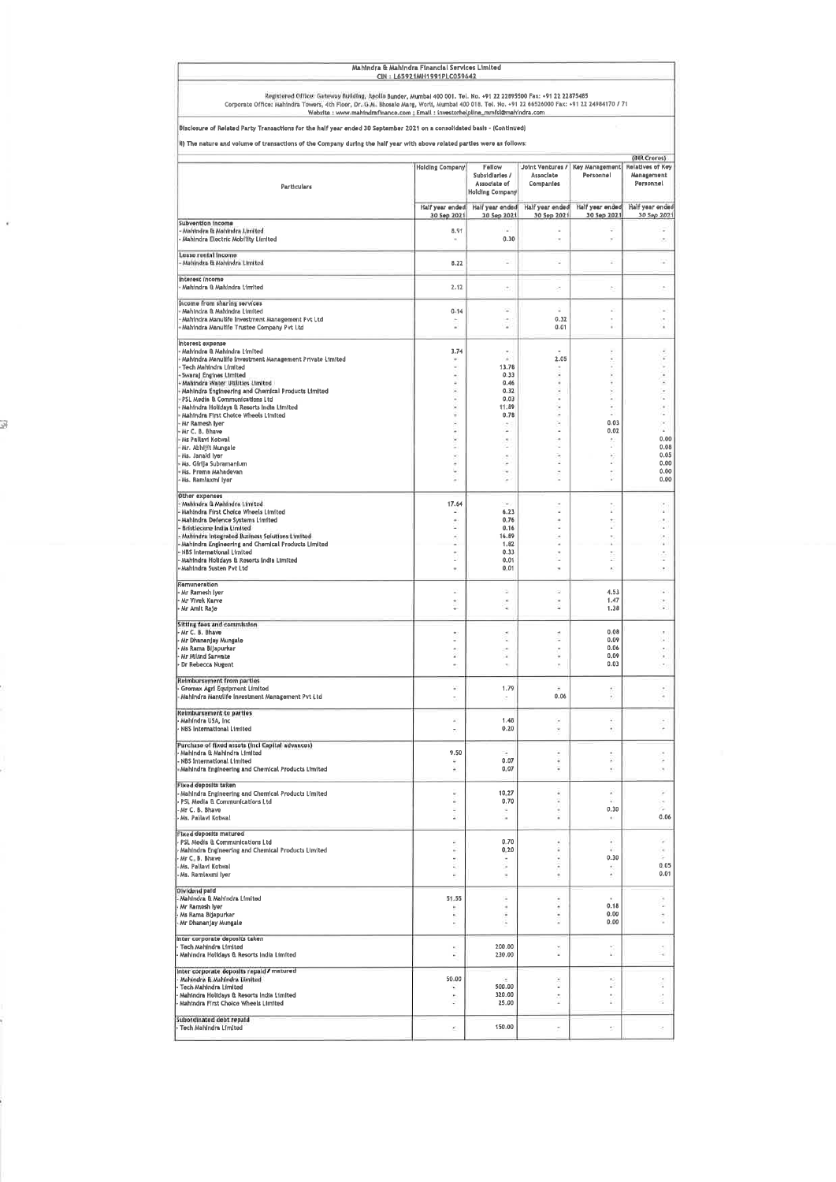**Mahindra & Mahindra Financial Services Limited**
**CIN : L65921MH1991PLC059642**

Registered Office: Gateway Building, Apollo Bunder, Mumbai 400 001. Tel. No. +91 22 22895500 Fax: +91 22 22875485
Corporate Office: Mahindra Towers, 4th Floor, Dr. G.M. Bhosale Marg, Worli, Mumbai 400 018. Tel. No. +91 22 66526000 Fax: +91 22 24984170 / 71
Website : www.mahindrafinance.com ; Email : investorhelpline_mmfsl@mahindra.com

**Disclosure of Related Party Transactions for the half year ended 30 September 2021 on a consolidated basis - (Continued)**

**ii) The nature and volume of transactions of the Company during the half year with above related parties were as follows:**

(INR Crores)

| Particulars | Holding Company | Fellow Subsidiaries / Associate of Holding Company | Joint Ventures / Associate Companies | Key Management Personnel | Relatives of Key Management Personnel |
|---|---|---|---|---|---|
| | Half year ended 30 Sep 2021 | Half year ended 30 Sep 2021 | Half year ended 30 Sep 2021 | Half year ended 30 Sep 2021 | Half year ended 30 Sep 2021 |
| **Subvention income** | | | | | |
| - Mahindra & Mahindra Limited | 8.91 | - | - | - | - |
| - Mahindra Electric Mobility Limited | - | 0.30 | - | - | - |
| **Lease rental income** | | | | | |
| - Mahindra & Mahindra Limited | 8.22 | - | - | - | - |
| **Interest income** | | | | | |
| - Mahindra & Mahindra Limited | 2.12 | - | - | - | - |
| **Income from sharing services** | | | | | |
| - Mahindra & Mahindra Limited | 0.14 | - | - | - | - |
| - Mahindra Manulife Investment Management Pvt Ltd | - | - | 0.32 | - | - |
| - Mahindra Manulife Trustee Company Pvt Ltd | - | - | 0.01 | - | - |
| **Interest expense** | | | | | |
| - Mahindra & Mahindra Limited | 3.74 | - | - | - | - |
| - Mahindra Manulife Investment Management Private Limited | - | - | 2.05 | - | - |
| - Tech Mahindra Limited | - | 13.76 | - | - | - |
| - Swaraj Engines Limited | - | 0.33 | - | - | - |
| - Mahindra Water Utilities Limited | - | 0.46 | - | - | - |
| - Mahindra Engineering and Chemical Products Limited | - | 0.32 | - | - | - |
| - PSL Media & Communications Ltd | - | 0.03 | - | - | - |
| - Mahindra Holidays & Resorts India Limited | - | 11.89 | - | - | - |
| - Mahindra First Choice Wheels Limited | - | 0.78 | - | - | - |
| - Mr Ramesh Iyer | - | - | - | 0.03 | - |
| - Mr C. B. Bhave | - | - | - | 0.02 | - |
| - Ms Pallavi Kotwal | - | - | - | - | 0.00 |
| - Mr. Abhijit Mungale | - | - | - | - | 0.08 |
| - Ms. Janaki Iyer | - | - | - | - | 0.05 |
| - Ms. Girija Subramanium | - | - | - | - | 0.00 |
| - Ms. Prema Mahadevan | - | - | - | - | 0.00 |
| - Ms. Ramlaxmi Iyer | - | - | - | - | 0.00 |
| **Other expenses** | | | | | |
| - Mahindra & Mahindra Limited | 17.64 | - | - | - | - |
| - Mahindra First Choice Wheels Limited | - | 6.23 | - | - | - |
| - Mahindra Defence Systems Limited | - | 0.76 | - | - | - |
| - Bristlecone India Limited | - | 0.16 | - | - | - |
| - Mahindra Integrated Business Solutions Limited | - | 16.89 | - | - | - |
| - Mahindra Engineering and Chemical Products Limited | - | 1.82 | - | - | - |
| - NBS International Limited | - | 0.33 | - | - | - |
| - Mahindra Holidays & Resorts India Limited | - | 0.01 | - | - | - |
| - Mahindra Susten Pvt Ltd | - | 0.01 | - | - | - |
| **Remuneration** | | | | | |
| - Mr Ramesh Iyer | - | - | - | 4.53 | - |
| - Mr Vivek Karve | - | - | - | 1.47 | - |
| - Mr Amit Raje | - | - | - | 1.38 | - |
| **Sitting fees and commission** | | | | | |
| - Mr C. B. Bhave | - | - | - | 0.08 | - |
| - Mr Dhananjay Mungale | - | - | - | 0.09 | - |
| - Ms Rama Bijapurkar | - | - | - | 0.06 | - |
| - Mr Milind Sarwate | - | - | - | 0.09 | - |
| - Dr Rebecca Nugent | - | - | - | 0.03 | - |
| **Reimbursement from parties** | | | | | |
| - Gromax Agri Equipment Limited | - | 1.79 | - | - | - |
| - Mahindra Manulife Investment Management Pvt Ltd | - | - | 0.06 | - | - |
| **Reimbursement to parties** | | | | | |
| - Mahindra USA, Inc | - | 1.48 | - | - | - |
| - NBS International Limited | - | 0.20 | - | - | - |
| **Purchase of fixed assets (incl Capital advances)** | | | | | |
| - Mahindra & Mahindra Limited | 9.50 | - | - | - | - |
| - NBS International Limited | - | 0.07 | - | - | - |
| - Mahindra Engineering and Chemical Products Limited | - | 0.07 | - | - | - |
| **Fixed deposits taken** | | | | | |
| - Mahindra Engineering and Chemical Products Limited | - | 10.27 | - | - | - |
| - PSL Media & Communications Ltd | - | 0.70 | - | - | - |
| - Mr C. B. Bhave | - | - | - | 0.30 | - |
| - Ms. Pallavi Kotwal | - | - | - | - | 0.06 |
| **Fixed deposits matured** | | | | | |
| - PSL Media & Communications Ltd | - | 0.70 | - | - | - |
| - Mahindra Engineering and Chemical Products Limited | - | 0.20 | - | - | - |
| - Mr C. B. Bhave | - | - | - | 0.30 | - |
| - Ms. Pallavi Kotwal | - | - | - | - | 0.05 |
| - Ms. Ramlaxmi Iyer | - | - | - | - | 0.01 |
| **Dividend paid** | | | | | |
| - Mahindra & Mahindra Limited | 51.55 | - | - | - | - |
| - Mr Ramesh Iyer | - | - | - | 0.18 | - |
| - Ms Rama Bijapurkar | - | - | - | 0.00 | - |
| - Mr Dhananjay Mungale | - | - | - | 0.00 | - |
| **Inter corporate deposits taken** | | | | | |
| - Tech Mahindra Limited | - | 200.00 | - | - | - |
| - Mahindra Holidays & Resorts India Limited | - | 230.00 | - | - | - |
| **Inter corporate deposits repaid / matured** | | | | | |
| - Mahindra & Mahindra Limited | 50.00 | - | - | - | - |
| - Tech Mahindra Limited | - | 500.00 | - | - | - |
| - Mahindra Holidays & Resorts India Limited | - | 320.00 | - | - | - |
| - Mahindra First Choice Wheels Limited | - | 25.00 | - | - | - |
| **Subordinated debt repaid** | | | | | |
| - Tech Mahindra Limited | - | 150.00 | - | - | - |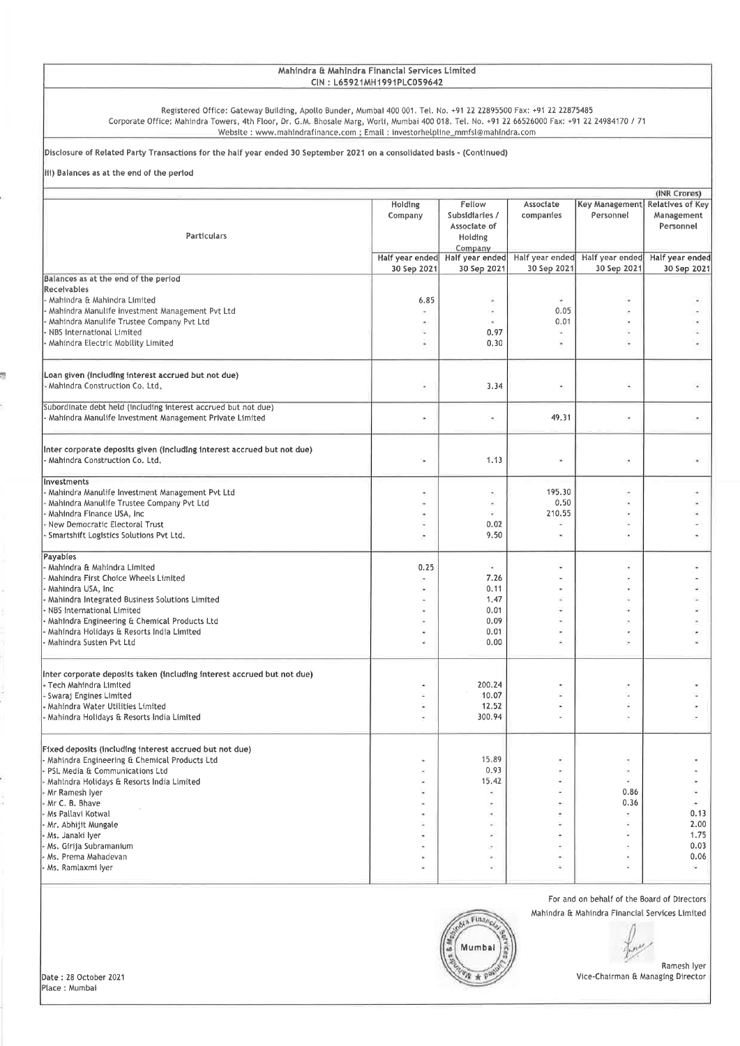**Mahindra & Mahindra Financial Services Limited**
**CIN : L65921MH1991PLC059642**

Registered Office: Gateway Building, Apollo Bunder, Mumbai 400 001. Tel. No. +91 22 22895500 Fax: +91 22 22875485
Corporate Office: Mahindra Towers, 4th Floor, Dr. G.M. Bhosale Marg, Worli, Mumbai 400 018. Tel. No. +91 22 66526000 Fax: +91 22 24984170 / 71
Website : www.mahindrafinance.com ; Email : investorhelpline_mmfsl@mahindra.com

Disclosure of Related Party Transactions for the half year ended 30 September 2021 on a consolidated basis - (Continued)

iii) Balances as at the end of the period

(INR Crores)

| Particulars | Holding Company | Fellow Subsidiaries / Associate of Holding Company | Associate companies | Key Management Personnel | Relatives of Key Management Personnel |
|---|---|---|---|---|---|
| | Half year ended 30 Sep 2021 | Half year ended 30 Sep 2021 | Half year ended 30 Sep 2021 | Half year ended 30 Sep 2021 | Half year ended 30 Sep 2021 |
| Balances as at the end of the period | | | | | |
| **Receivables** | | | | | |
| - Mahindra & Mahindra Limited | 6.85 | - | - | - | - |
| - Mahindra Manulife Investment Management Pvt Ltd | - | - | 0.05 | - | - |
| - Mahindra Manulife Trustee Company Pvt Ltd | - | - | 0.01 | - | - |
| - NBS International Limited | - | 0.97 | - | - | - |
| - Mahindra Electric Mobility Limited | - | 0.30 | - | - | - |
| **Loan given (including interest accrued but not due)** | | | | | |
| - Mahindra Construction Co. Ltd. | - | 3.34 | - | - | - |
| **Subordinate debt held (including interest accrued but not due)** | | | | | |
| - Mahindra Manulife Investment Management Private Limited | - | - | 49.31 | - | - |
| **Inter corporate deposits given (including interest accrued but not due)** | | | | | |
| - Mahindra Construction Co. Ltd. | - | 1.13 | - | - | - |
| **Investments** | | | | | |
| - Mahindra Manulife Investment Management Pvt Ltd | - | - | 195.30 | - | - |
| - Mahindra Manulife Trustee Company Pvt Ltd | - | - | 0.50 | - | - |
| - Mahindra Finance USA, Inc | - | - | 210.55 | - | - |
| - New Democratic Electoral Trust | - | 0.02 | - | - | - |
| - Smartshift Logistics Solutions Pvt Ltd. | - | 9.50 | - | - | - |
| **Payables** | | | | | |
| - Mahindra & Mahindra Limited | 0.25 | - | - | - | - |
| - Mahindra First Choice Wheels Limited | - | 7.26 | - | - | - |
| - Mahindra USA, Inc | - | 0.11 | - | - | - |
| - Mahindra Integrated Business Solutions Limited | - | 1.47 | - | - | - |
| - NBS International Limited | - | 0.01 | - | - | - |
| - Mahindra Engineering & Chemical Products Ltd | - | 0.09 | - | - | - |
| - Mahindra Holidays & Resorts India Limited | - | 0.01 | - | - | - |
| - Mahindra Susten Pvt Ltd | - | 0.00 | - | - | - |
| **Inter corporate deposits taken (including interest accrued but not due)** | | | | | |
| - Tech Mahindra Limited | - | 200.24 | - | - | - |
| - Swaraj Engines Limited | - | 10.07 | - | - | - |
| - Mahindra Water Utilities Limited | - | 12.52 | - | - | - |
| - Mahindra Holidays & Resorts India Limited | - | 300.94 | - | - | - |
| **Fixed deposits (including interest accrued but not due)** | | | | | |
| - Mahindra Engineering & Chemical Products Ltd | - | 15.89 | - | - | - |
| - PSL Media & Communications Ltd | - | 0.93 | - | - | - |
| - Mahindra Holidays & Resorts India Limited | - | 15.42 | - | - | - |
| - Mr Ramesh Iyer | - | - | - | 0.86 | - |
| - Mr C. B. Bhave | - | - | - | 0.36 | - |
| - Ms Pallavi Kotwal | - | - | - | - | 0.13 |
| - Mr. Abhijit Mungale | - | - | - | - | 2.00 |
| - Ms. Janaki Iyer | - | - | - | - | 1.75 |
| - Ms. Girija Subramanium | - | - | - | - | 0.03 |
| - Ms. Prema Mahadevan | - | - | - | - | 0.06 |
| - Ms. Ramlaxmi Iyer | - | - | - | - | - |

For and on behalf of the Board of Directors
Mahindra & Mahindra Financial Services Limited

Ramesh Iyer
Vice-Chairman & Managing Director

Date : 28 October 2021
Place : Mumbai